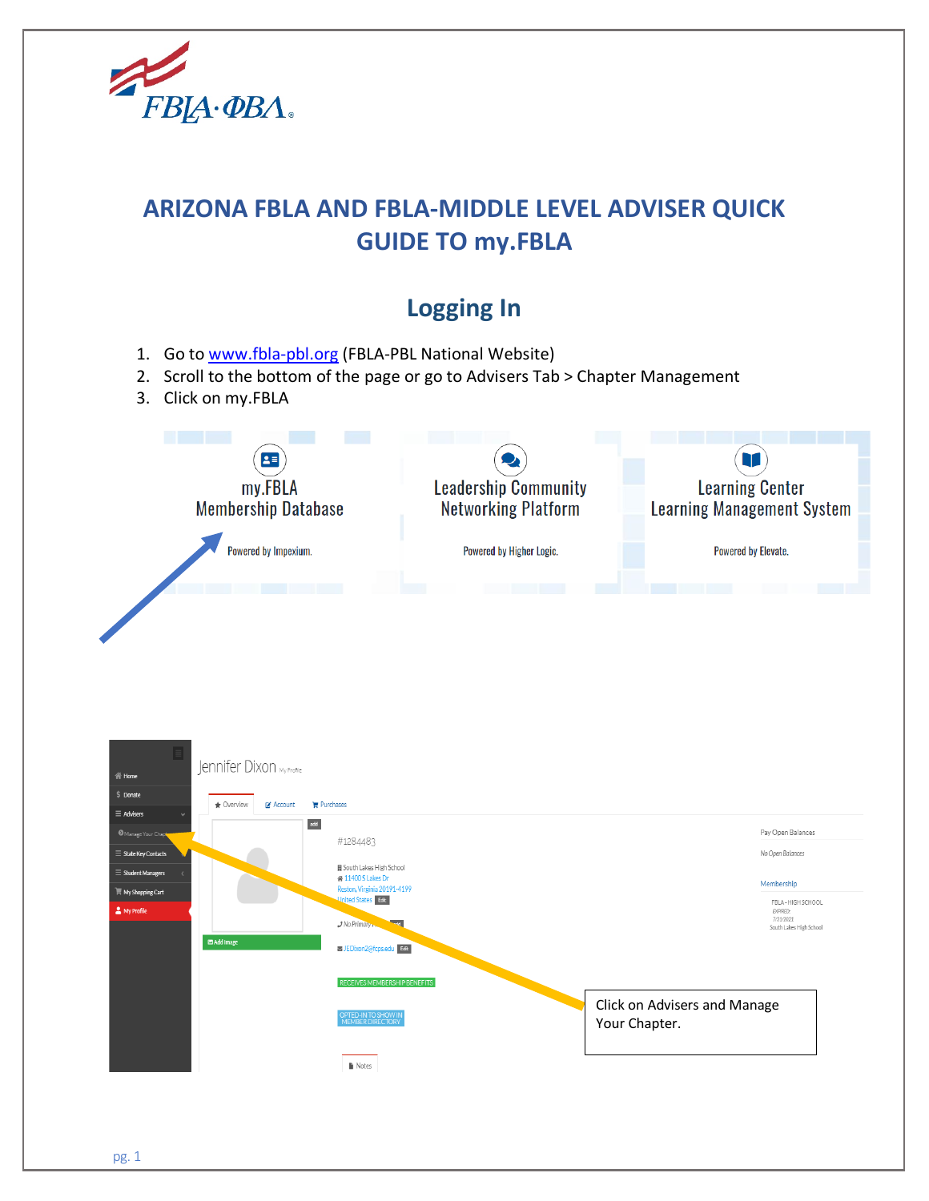# ARIZONA FBLA AND FBLA-MIDDLE LEVEL ADVISER QUICK GUIDE TO my.FBLA

## Logging In

1. Go to www.fbla-pbl.org (FBLA-PBL National Website)
2. Scroll to the bottom of the page or go to Advisers Tab > Chapter Management
3. Click on my.FBLA

my.FBLA Membership Database — Powered by Impexium.

Leadership Community Networking Platform — Powered by Higher Logic.

Learning Center Learning Management System — Powered by Elevate.

Click on Advisers and Manage Your Chapter.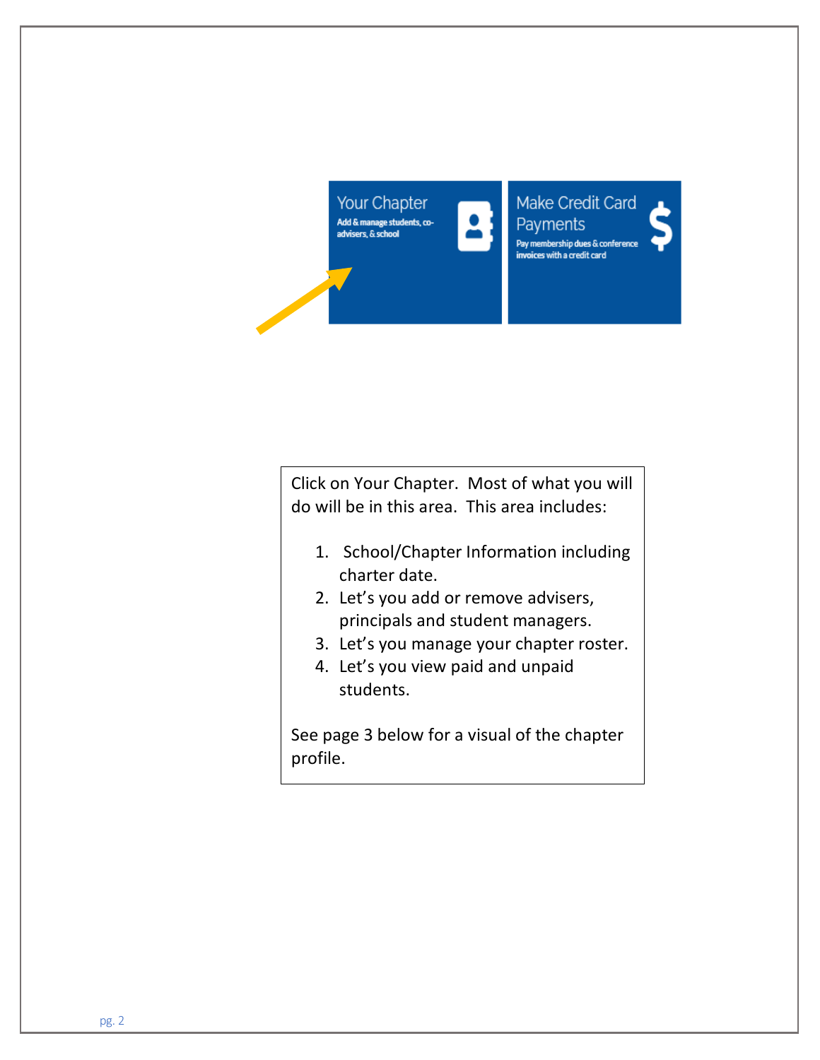Your Chapter
Add & manage students, co-advisers, & school

Make Credit Card Payments
Pay membership dues & conference invoices with a credit card

Click on Your Chapter. Most of what you will do will be in this area. This area includes:

1. School/Chapter Information including charter date.
2. Let's you add or remove advisers, principals and student managers.
3. Let's you manage your chapter roster.
4. Let's you view paid and unpaid students.

See page 3 below for a visual of the chapter profile.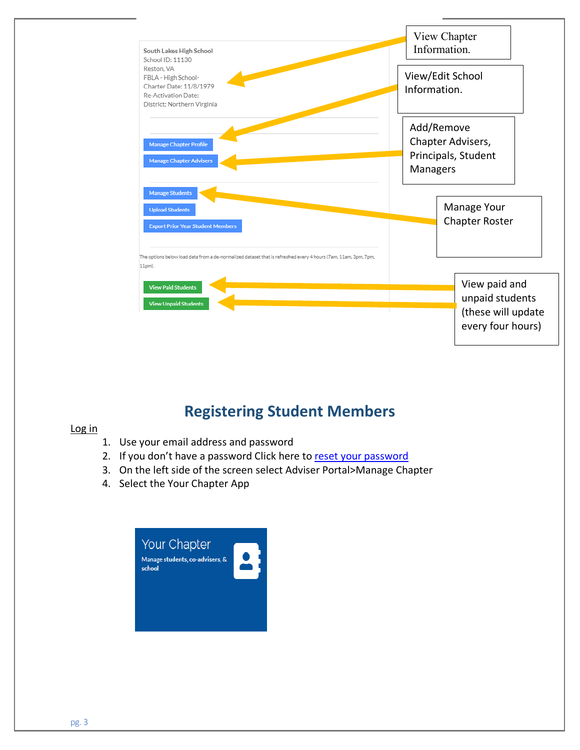South Lakes High School
School ID: 11130
Reston, VA
FBLA - High School-
Charter Date: 11/8/1979
Re-Activation Date:
District: Northern Virginia

Manage Chapter Profile

Manage Chapter Advisers

Manage Students

Upload Students

Export Prior Year Student Members

The options below load data from a de-normalized dataset that is refreshed every 4 hours (7am, 11am, 3pm, 7pm, 11pm).

View Paid Students

View Unpaid Students

View Chapter Information.

View/Edit School Information.

Add/Remove Chapter Advisers, Principals, Student Managers

Manage Your Chapter Roster

View paid and unpaid students (these will update every four hours)

## Registering Student Members

Log in

1. Use your email address and password
2. If you don't have a password Click here to [reset your password]
3. On the left side of the screen select Adviser Portal>Manage Chapter
4. Select the Your Chapter App

Your Chapter

Manage students, co-advisers, & school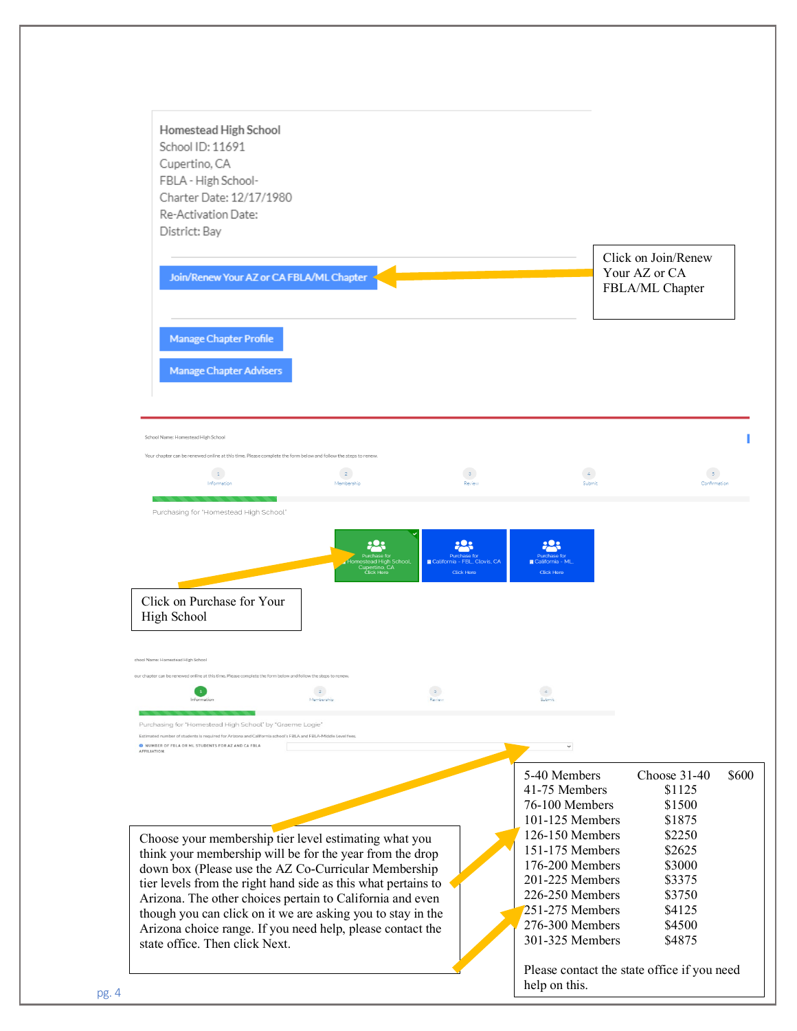Homestead High School
School ID: 11691
Cupertino, CA
FBLA - High School-
Charter Date: 12/17/1980
Re-Activation Date:
District: Bay

Join/Renew Your AZ or CA FBLA/ML Chapter

Manage Chapter Profile

Manage Chapter Advisers

Click on Join/Renew Your AZ or CA FBLA/ML Chapter

School Name: Homestead High School

Your chapter can be renewed online at this time. Please complete the form below and follow the steps to renew.

1 Information | 2 Membership | 3 Review | 4 Submit | 5 Confirmation

Purchasing for "Homestead High School"

Purchase for Homestead High School, Cupertino, CA Click Here | Purchase for California - FBL, Clovis, CA Click Here | Purchase for California - ML Click Here

Click on Purchase for Your High School

chool Name: Homestead High School

our chapter can be renewed online at this time. Please complete the form below and follow the steps to renew.

1 Information | 2 Membership | 3 Review | 4 Submit

Purchasing for "Homestead High School" by "Graeme Logie"

Estimated number of students is required for Arizona and California school's FBLA and FBLA-Middle Level fees.

NUMBER OF FBLA OR ML STUDENTS FOR AZ AND CA FBLA AFFILIATION:

Choose your membership tier level estimating what you think your membership will be for the year from the drop down box (Please use the AZ Co-Curricular Membership tier levels from the right hand side as this what pertains to Arizona. The other choices pertain to California and even though you can click on it we are asking you to stay in the Arizona choice range. If you need help, please contact the state office. Then click Next.

| Members | Fee |
|---|---|
| 5-40 Members | Choose 31-40 $600 |
| 41-75 Members | $1125 |
| 76-100 Members | $1500 |
| 101-125 Members | $1875 |
| 126-150 Members | $2250 |
| 151-175 Members | $2625 |
| 176-200 Members | $3000 |
| 201-225 Members | $3375 |
| 226-250 Members | $3750 |
| 251-275 Members | $4125 |
| 276-300 Members | $4500 |
| 301-325 Members | $4875 |

Please contact the state office if you need help on this.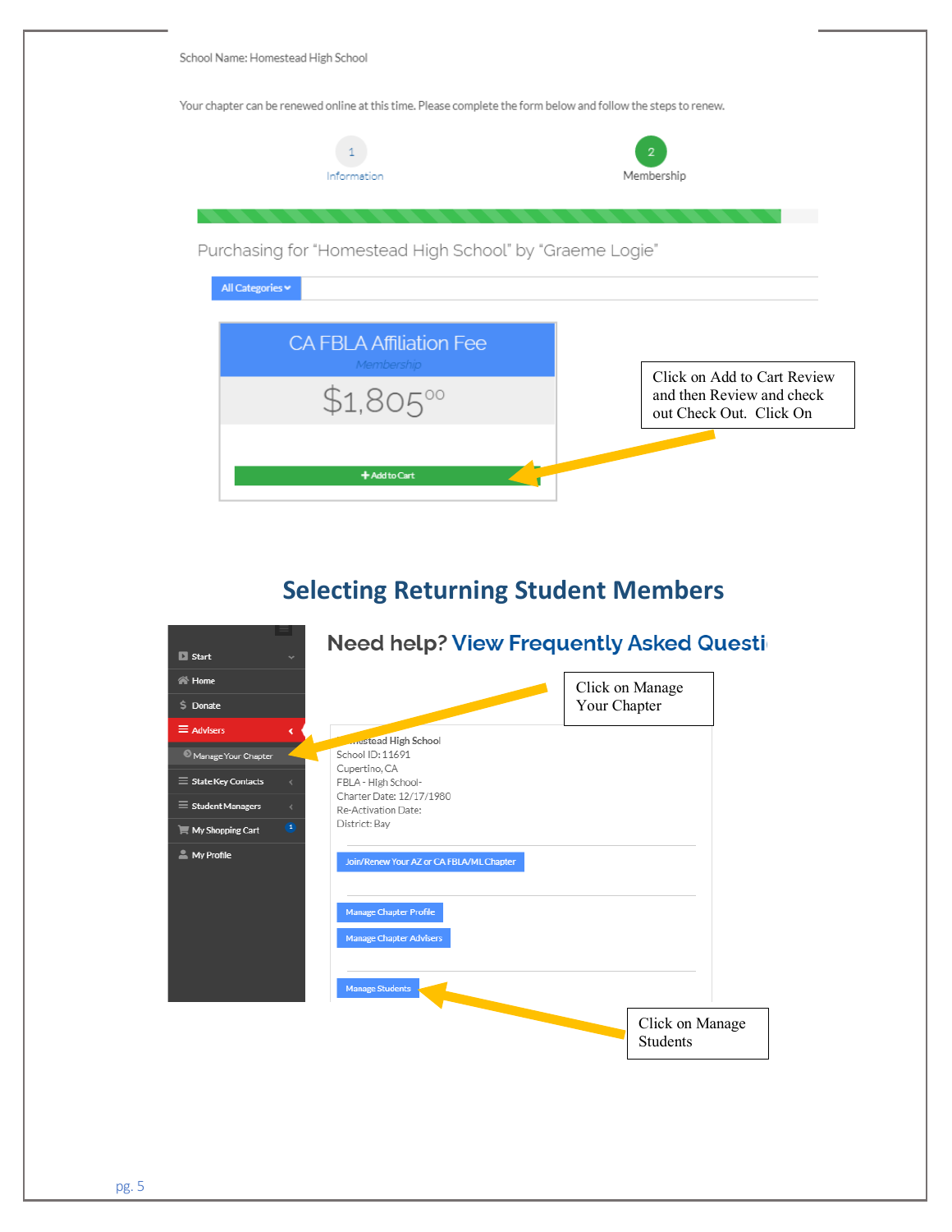School Name: Homestead High School

Your chapter can be renewed online at this time. Please complete the form below and follow the steps to renew.

1 Information

2 Membership

Purchasing for "Homestead High School" by "Graeme Logie"

All Categories

CA FBLA Affiliation Fee

Membership

$1,805.00

+ Add to Cart

Click on Add to Cart Review and then Review and check out Check Out. Click On

## Selecting Returning Student Members

Need help? View Frequently Asked Questi

- Start
- Home
- Donate
- Advisers
  - Manage Your Chapter
- State Key Contacts
- Student Managers
- My Shopping Cart
- My Profile

Click on Manage Your Chapter

Homestead High School
School ID: 11691
Cupertino, CA
FBLA - High School-
Charter Date: 12/17/1980
Re-Activation Date:
District: Bay

Join/Renew Your AZ or CA FBLA/ML Chapter

Manage Chapter Profile

Manage Chapter Advisers

Manage Students

Click on Manage Students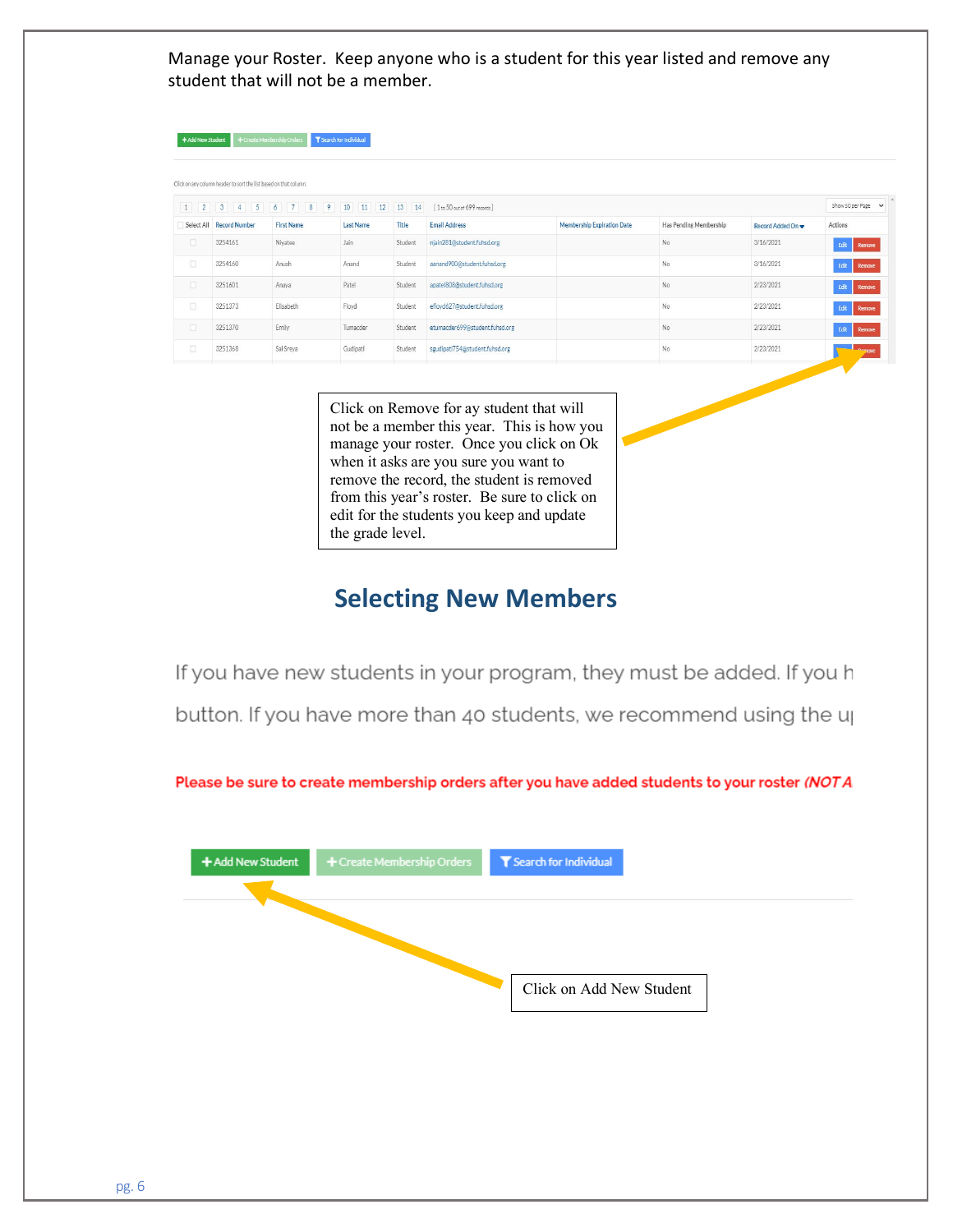Manage your Roster. Keep anyone who is a student for this year listed and remove any student that will not be a member.

+ Add New Student | + Create Membership Orders | Search for Individual

Click on any column header to sort the list based on that column.

1 2 3 4 5 6 7 8 9 10 11 12 13 14 [ 1 to 50 out of 699 records ]

| Select All | Record Number | First Name | Last Name | Title | Email Address | Membership Expiration Date | Has Pending Membership | Record Added On | Actions |
|---|---|---|---|---|---|---|---|---|---|
| | 3254161 | Niyatee | Jain | Student | njain281@student.fuhsd.org | | No | 3/16/2021 | Edit Remove |
| | 3254160 | Anush | Anand | Student | aanand900@student.fuhsd.org | | No | 3/16/2021 | Edit Remove |
| | 3251601 | Anaya | Patel | Student | apatel808@student.fuhsd.org | | No | 2/23/2021 | Edit Remove |
| | 3251373 | Elisabeth | Floyd | Student | efloyd627@student.fuhsd.org | | No | 2/23/2021 | Edit Remove |
| | 3251370 | Emily | Tumacder | Student | etumacder699@student.fuhsd.org | | No | 2/23/2021 | Edit Remove |
| | 3251368 | Sai Sreya | Gudipati | Student | sgudipati754@student.fuhsd.org | | No | 2/23/2021 | Edit Remove |

Click on Remove for ay student that will not be a member this year. This is how you manage your roster. Once you click on Ok when it asks are you sure you want to remove the record, the student is removed from this year's roster. Be sure to click on edit for the students you keep and update the grade level.

## Selecting New Members

If you have new students in your program, they must be added. If you h

button. If you have more than 40 students, we recommend using the u

**Please be sure to create membership orders after you have added students to your roster *(NOT A***

+ Add New Student | + Create Membership Orders | Search for Individual

Click on Add New Student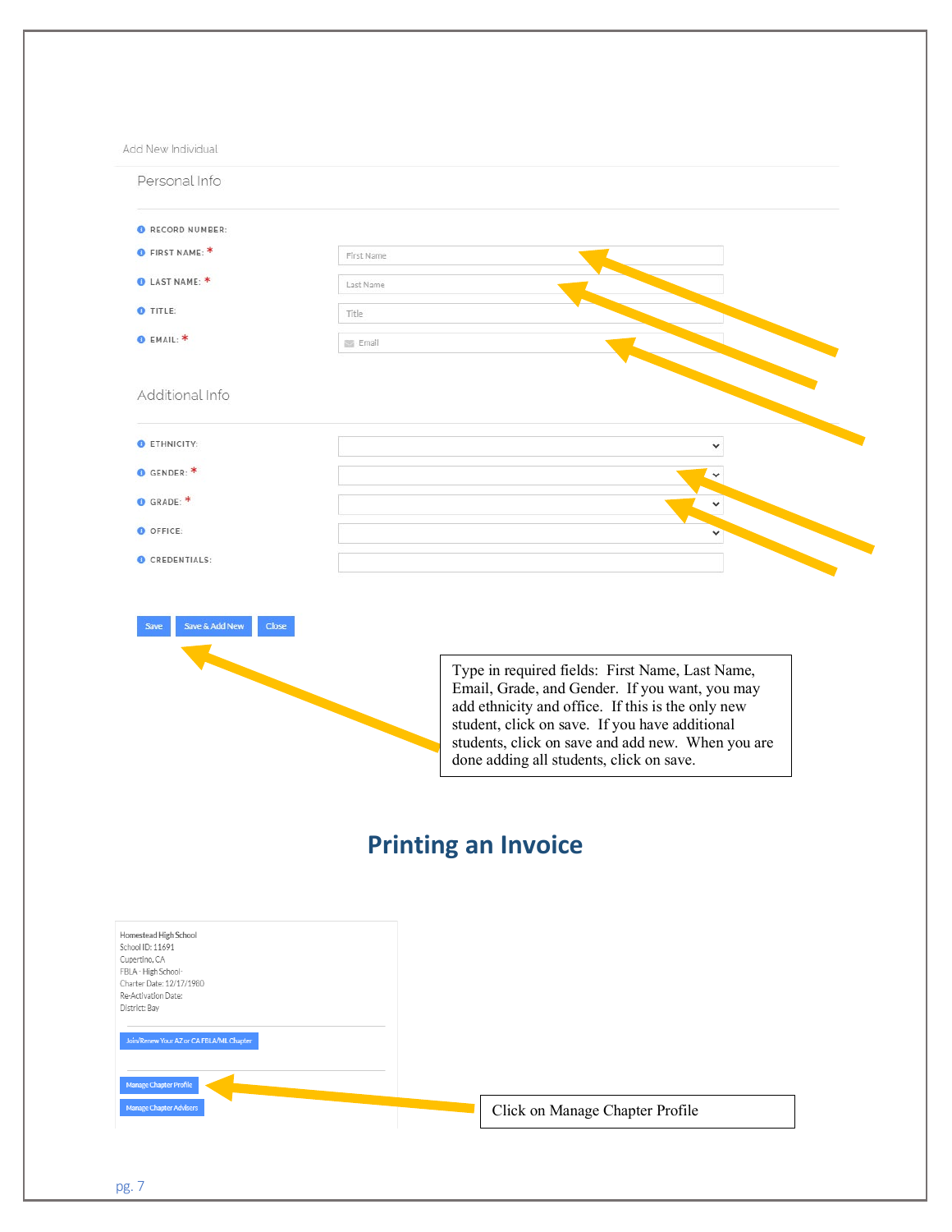Add New Individual

Personal Info

RECORD NUMBER:

FIRST NAME: * First Name

LAST NAME: * Last Name

TITLE: Title

EMAIL: * Email

Additional Info

ETHNICITY:

GENDER: *

GRADE: *

OFFICE:

CREDENTIALS:

Save | Save & Add New | Close

Type in required fields: First Name, Last Name, Email, Grade, and Gender. If you want, you may add ethnicity and office. If this is the only new student, click on save. If you have additional students, click on save and add new. When you are done adding all students, click on save.

## Printing an Invoice

Homestead High School
School ID: 11691
Cupertino, CA
FBLA - High School-
Charter Date: 12/17/1980
Re-Activation Date:
District: Bay

Join/Renew Your AZ or CA FBLA/ML Chapter

Manage Chapter Profile

Manage Chapter Advisers

Click on Manage Chapter Profile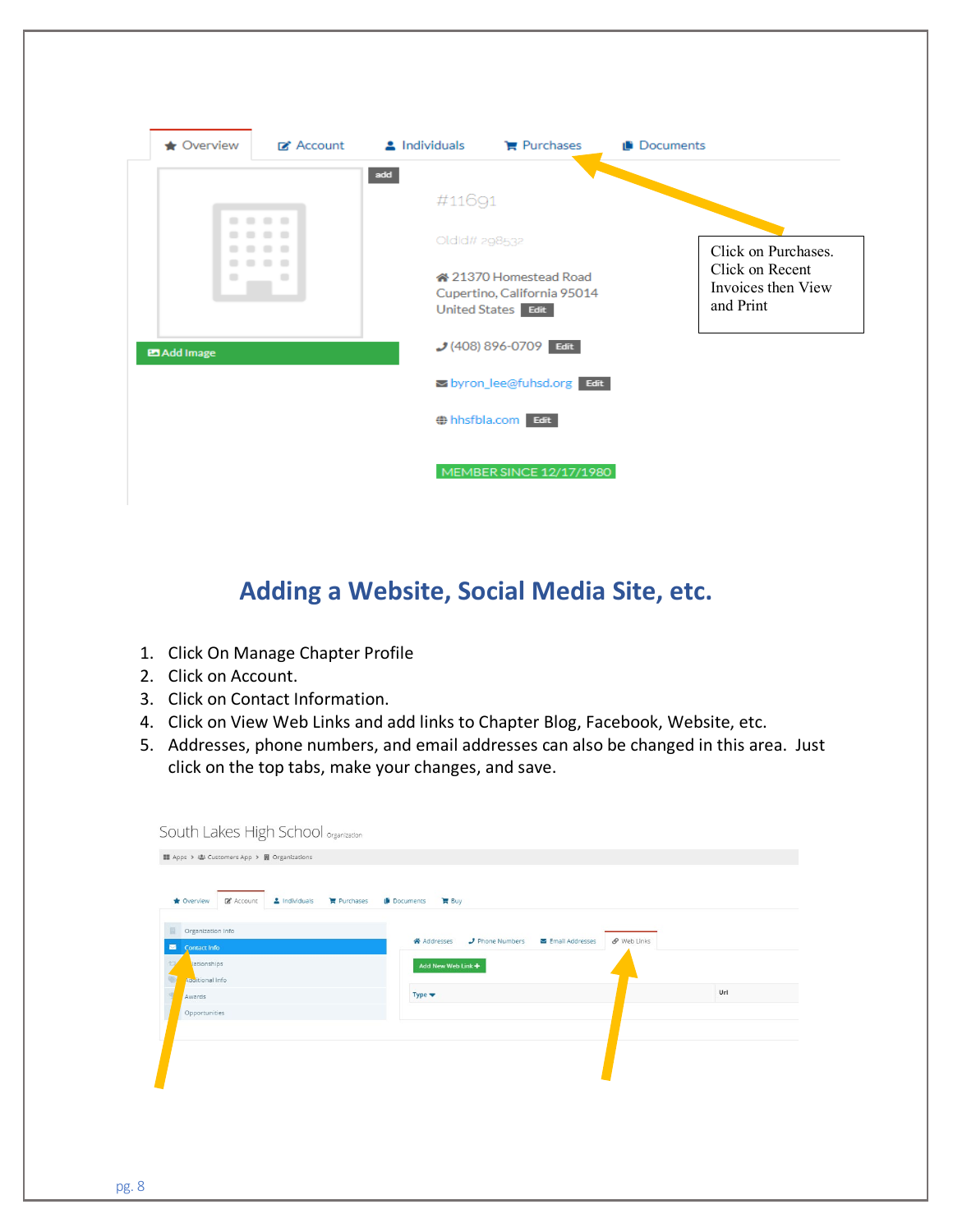Click on Purchases. Click on Recent Invoices then View and Print

## Adding a Website, Social Media Site, etc.

1. Click On Manage Chapter Profile
2. Click on Account.
3. Click on Contact Information.
4. Click on View Web Links and add links to Chapter Blog, Facebook, Website, etc.
5. Addresses, phone numbers, and email addresses can also be changed in this area. Just click on the top tabs, make your changes, and save.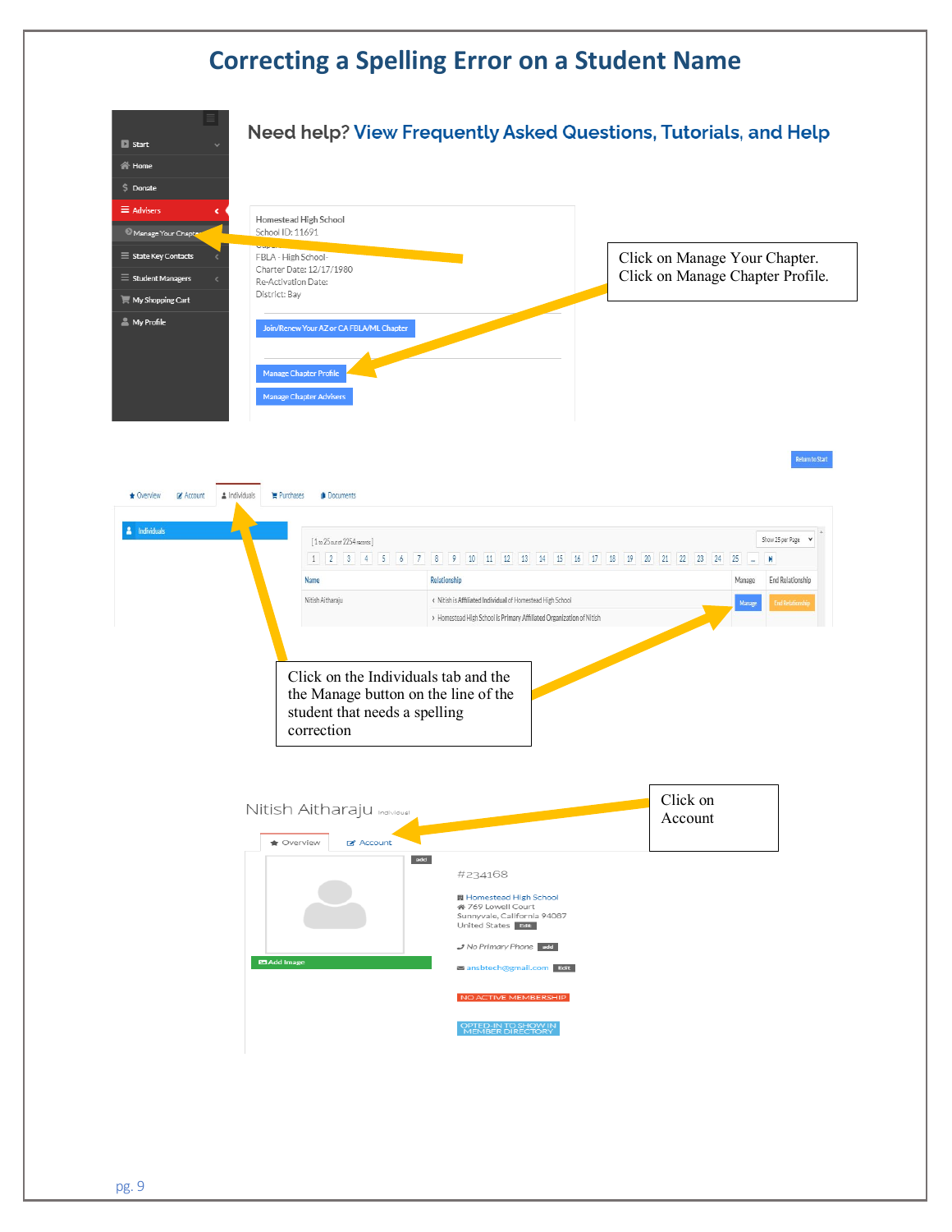# Correcting a Spelling Error on a Student Name

Click on Manage Your Chapter. Click on Manage Chapter Profile.

Click on the Individuals tab and the the Manage button on the line of the student that needs a spelling correction

Click on Account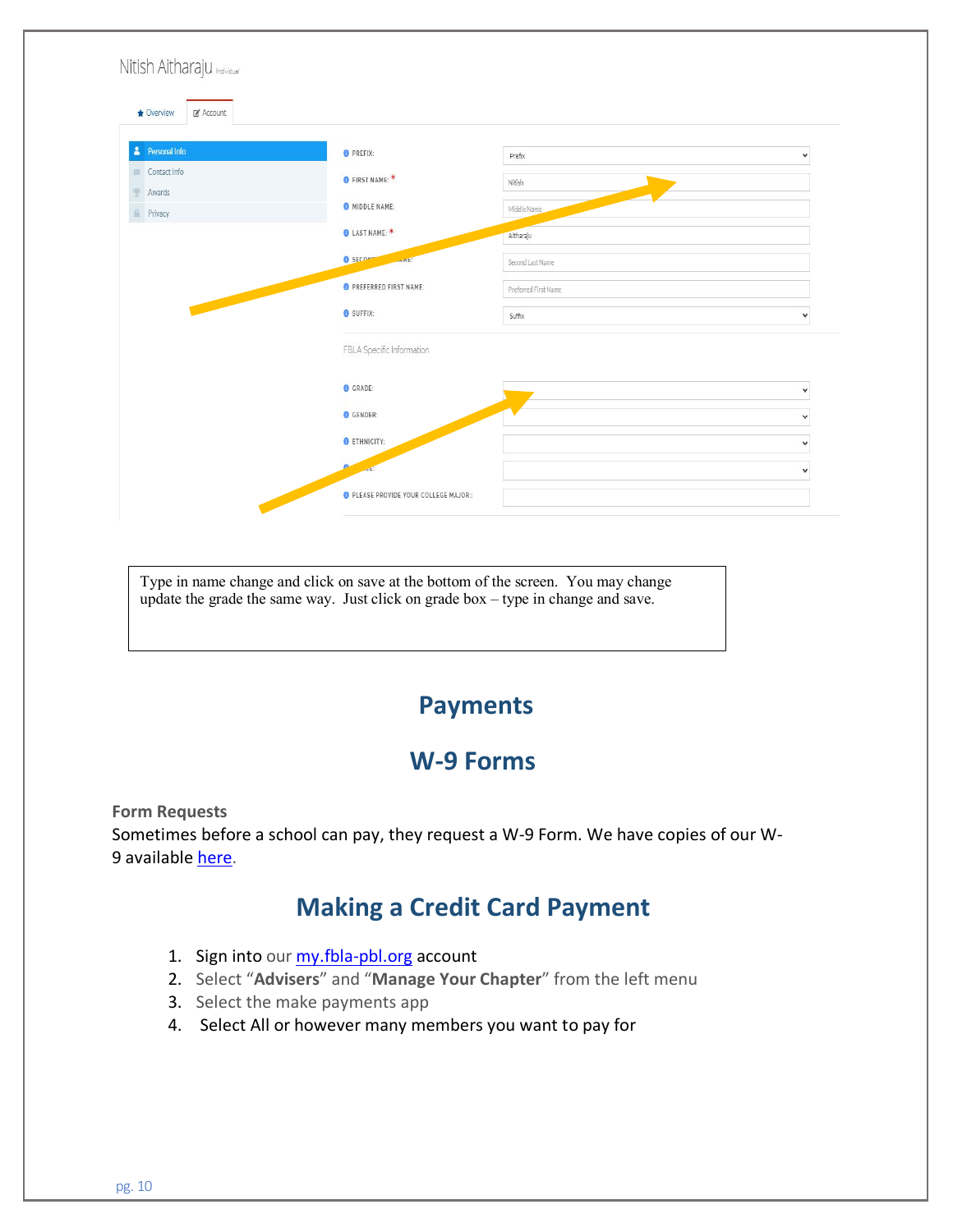Nitish Aitharaju Individual

Overview | Account

- Personal Info
- Contact Info
- Awards
- Privacy

PREFIX: Prefix

FIRST NAME: * Nitish

MIDDLE NAME: Middle Name

LAST NAME: * Aitharaju

SECOND LAST NAME: Second Last Name

PREFERRED FIRST NAME: Preferred First Name

SUFFIX: Suffix

FBLA Specific Information

GRADE:

GENDER:

ETHNICITY:

RACE:

PLEASE PROVIDE YOUR COLLEGE MAJOR.:

Type in name change and click on save at the bottom of the screen. You may change update the grade the same way. Just click on grade box – type in change and save.

# Payments

## W-9 Forms

**Form Requests**

Sometimes before a school can pay, they request a W-9 Form. We have copies of our W-9 available [here](here).

## Making a Credit Card Payment

1. Sign into our [my.fbla-pbl.org](my.fbla-pbl.org) account
2. Select "**Advisers**" and "**Manage Your Chapter**" from the left menu
3. Select the make payments app
4. Select All or however many members you want to pay for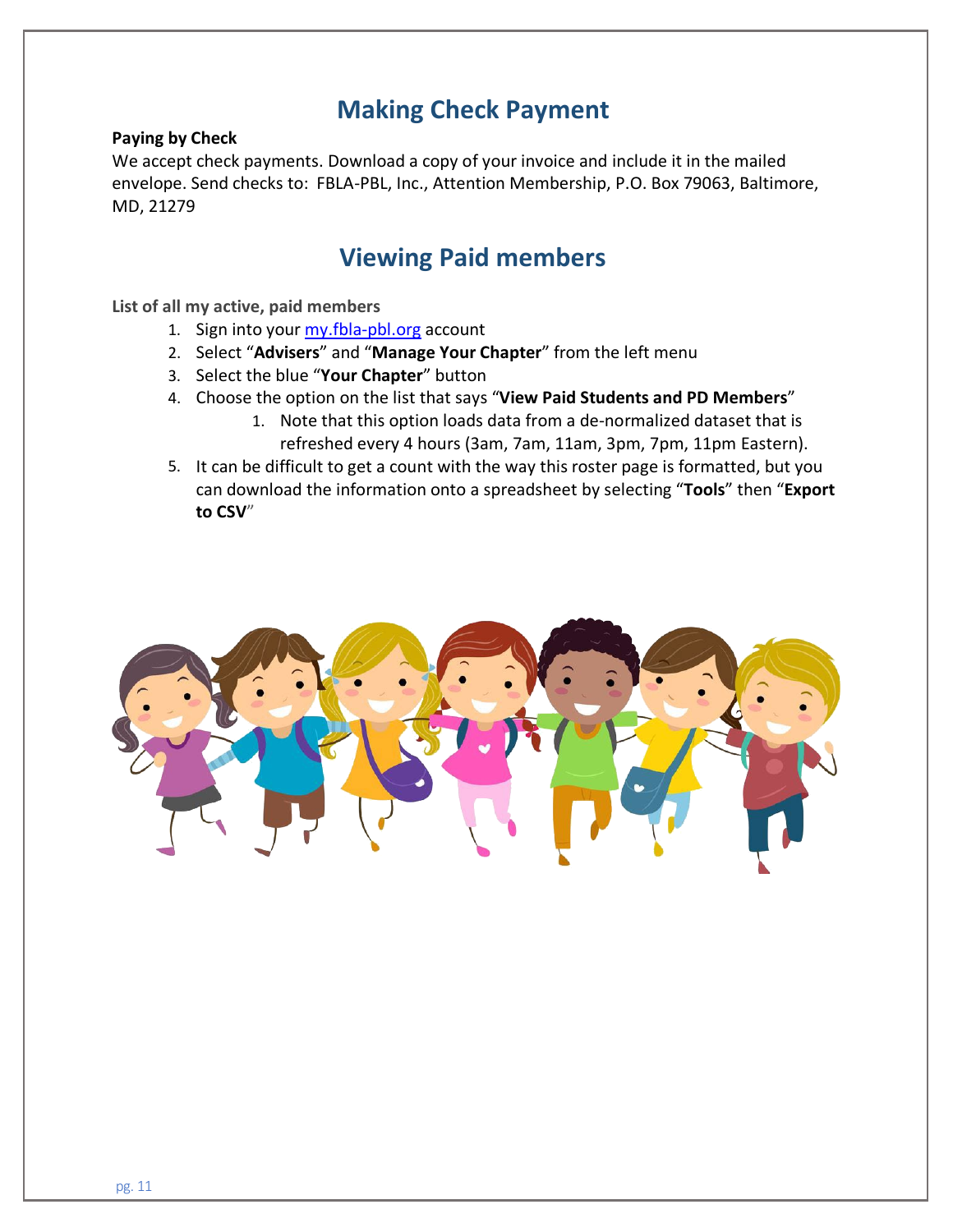## Making Check Payment

**Paying by Check**

We accept check payments. Download a copy of your invoice and include it in the mailed envelope. Send checks to: FBLA-PBL, Inc., Attention Membership, P.O. Box 79063, Baltimore, MD, 21279

## Viewing Paid members

**List of all my active, paid members**

1. Sign into your [my.fbla-pbl.org](my.fbla-pbl.org) account
2. Select "**Advisers**" and "**Manage Your Chapter**" from the left menu
3. Select the blue "**Your Chapter**" button
4. Choose the option on the list that says "**View Paid Students and PD Members**"
   1. Note that this option loads data from a de-normalized dataset that is refreshed every 4 hours (3am, 7am, 11am, 3pm, 7pm, 11pm Eastern).
5. It can be difficult to get a count with the way this roster page is formatted, but you can download the information onto a spreadsheet by selecting "**Tools**" then "**Export to CSV**"